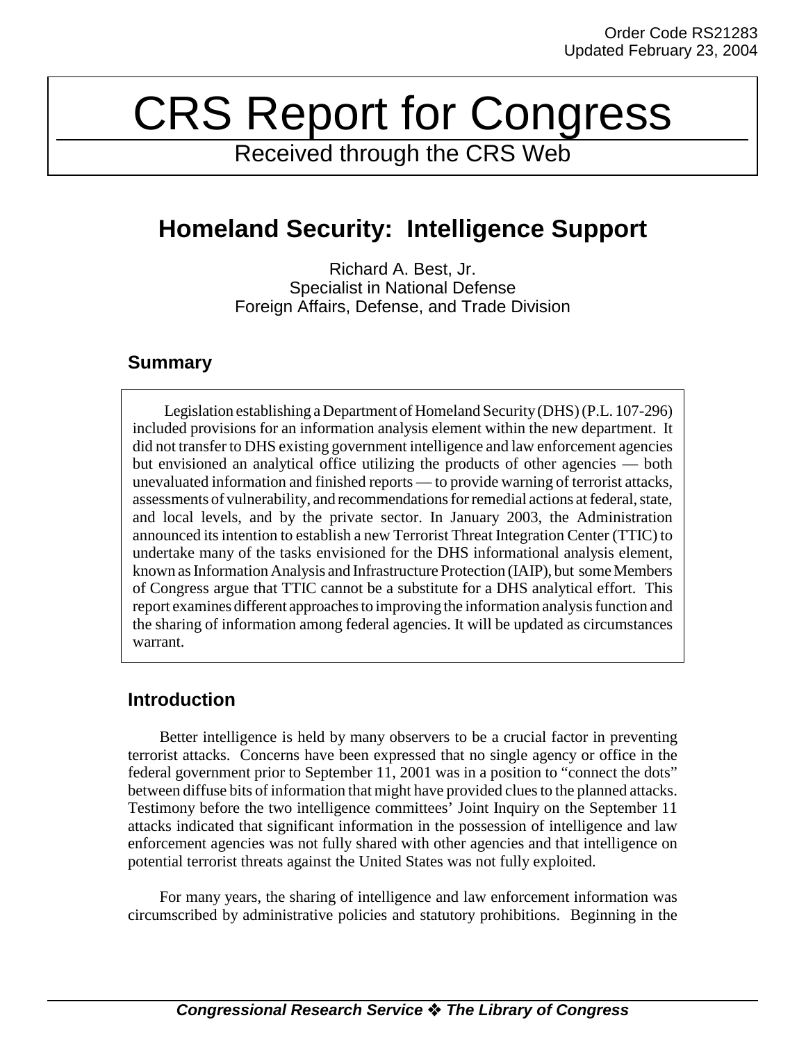Order Code RS21283
Updated February 23, 2004

# CRS Report for Congress

Received through the CRS Web

## Homeland Security: Intelligence Support

Richard A. Best, Jr.
Specialist in National Defense
Foreign Affairs, Defense, and Trade Division

### Summary

Legislation establishing a Department of Homeland Security (DHS) (P.L. 107-296) included provisions for an information analysis element within the new department. It did not transfer to DHS existing government intelligence and law enforcement agencies but envisioned an analytical office utilizing the products of other agencies — both unevaluated information and finished reports — to provide warning of terrorist attacks, assessments of vulnerability, and recommendations for remedial actions at federal, state, and local levels, and by the private sector. In January 2003, the Administration announced its intention to establish a new Terrorist Threat Integration Center (TTIC) to undertake many of the tasks envisioned for the DHS informational analysis element, known as Information Analysis and Infrastructure Protection (IAIP), but some Members of Congress argue that TTIC cannot be a substitute for a DHS analytical effort. This report examines different approaches to improving the information analysis function and the sharing of information among federal agencies. It will be updated as circumstances warrant.

### Introduction

Better intelligence is held by many observers to be a crucial factor in preventing terrorist attacks. Concerns have been expressed that no single agency or office in the federal government prior to September 11, 2001 was in a position to "connect the dots" between diffuse bits of information that might have provided clues to the planned attacks. Testimony before the two intelligence committees' Joint Inquiry on the September 11 attacks indicated that significant information in the possession of intelligence and law enforcement agencies was not fully shared with other agencies and that intelligence on potential terrorist threats against the United States was not fully exploited.

For many years, the sharing of intelligence and law enforcement information was circumscribed by administrative policies and statutory prohibitions. Beginning in the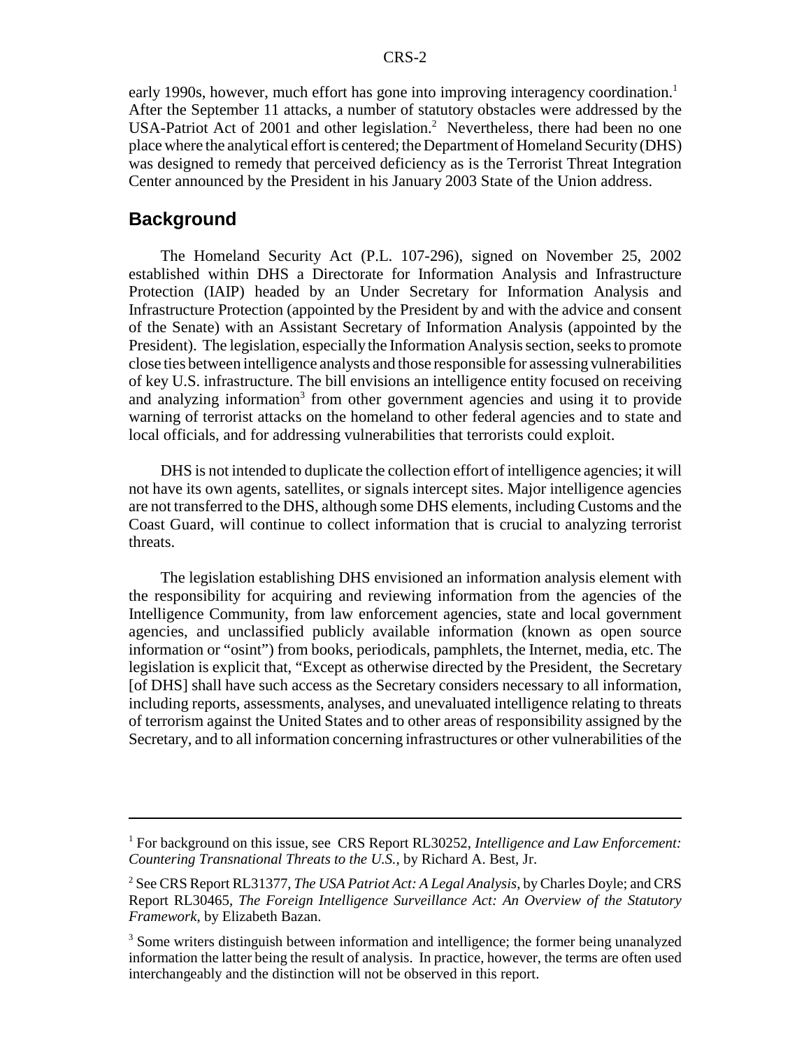early 1990s, however, much effort has gone into improving interagency coordination.[1] After the September 11 attacks, a number of statutory obstacles were addressed by the USA-Patriot Act of 2001 and other legislation.[2] Nevertheless, there had been no one place where the analytical effort is centered; the Department of Homeland Security (DHS) was designed to remedy that perceived deficiency as is the Terrorist Threat Integration Center announced by the President in his January 2003 State of the Union address.

## Background

The Homeland Security Act (P.L. 107-296), signed on November 25, 2002 established within DHS a Directorate for Information Analysis and Infrastructure Protection (IAIP) headed by an Under Secretary for Information Analysis and Infrastructure Protection (appointed by the President by and with the advice and consent of the Senate) with an Assistant Secretary of Information Analysis (appointed by the President). The legislation, especially the Information Analysis section, seeks to promote close ties between intelligence analysts and those responsible for assessing vulnerabilities of key U.S. infrastructure. The bill envisions an intelligence entity focused on receiving and analyzing information[3] from other government agencies and using it to provide warning of terrorist attacks on the homeland to other federal agencies and to state and local officials, and for addressing vulnerabilities that terrorists could exploit.

DHS is not intended to duplicate the collection effort of intelligence agencies; it will not have its own agents, satellites, or signals intercept sites. Major intelligence agencies are not transferred to the DHS, although some DHS elements, including Customs and the Coast Guard, will continue to collect information that is crucial to analyzing terrorist threats.

The legislation establishing DHS envisioned an information analysis element with the responsibility for acquiring and reviewing information from the agencies of the Intelligence Community, from law enforcement agencies, state and local government agencies, and unclassified publicly available information (known as open source information or "osint") from books, periodicals, pamphlets, the Internet, media, etc. The legislation is explicit that, "Except as otherwise directed by the President, the Secretary [of DHS] shall have such access as the Secretary considers necessary to all information, including reports, assessments, analyses, and unevaluated intelligence relating to threats of terrorism against the United States and to other areas of responsibility assigned by the Secretary, and to all information concerning infrastructures or other vulnerabilities of the

---

[1] For background on this issue, see CRS Report RL30252, *Intelligence and Law Enforcement: Countering Transnational Threats to the U.S.*, by Richard A. Best, Jr.

[2] See CRS Report RL31377, *The USA Patriot Act: A Legal Analysis*, by Charles Doyle; and CRS Report RL30465, *The Foreign Intelligence Surveillance Act: An Overview of the Statutory Framework*, by Elizabeth Bazan.

[3] Some writers distinguish between information and intelligence; the former being unanalyzed information the latter being the result of analysis. In practice, however, the terms are often used interchangeably and the distinction will not be observed in this report.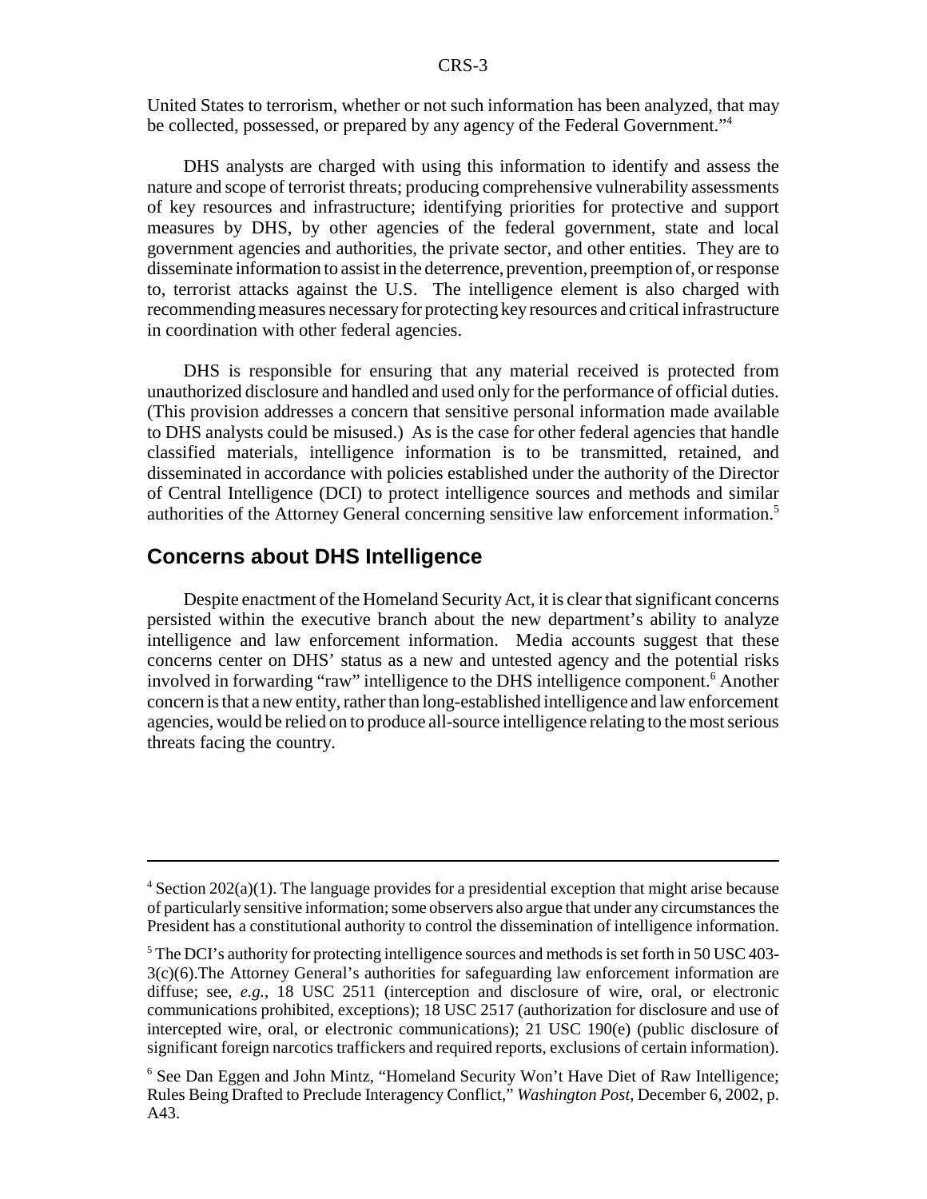United States to terrorism, whether or not such information has been analyzed, that may be collected, possessed, or prepared by any agency of the Federal Government."[4]

DHS analysts are charged with using this information to identify and assess the nature and scope of terrorist threats; producing comprehensive vulnerability assessments of key resources and infrastructure; identifying priorities for protective and support measures by DHS, by other agencies of the federal government, state and local government agencies and authorities, the private sector, and other entities. They are to disseminate information to assist in the deterrence, prevention, preemption of, or response to, terrorist attacks against the U.S. The intelligence element is also charged with recommending measures necessary for protecting key resources and critical infrastructure in coordination with other federal agencies.

DHS is responsible for ensuring that any material received is protected from unauthorized disclosure and handled and used only for the performance of official duties. (This provision addresses a concern that sensitive personal information made available to DHS analysts could be misused.) As is the case for other federal agencies that handle classified materials, intelligence information is to be transmitted, retained, and disseminated in accordance with policies established under the authority of the Director of Central Intelligence (DCI) to protect intelligence sources and methods and similar authorities of the Attorney General concerning sensitive law enforcement information.[5]

## Concerns about DHS Intelligence

Despite enactment of the Homeland Security Act, it is clear that significant concerns persisted within the executive branch about the new department's ability to analyze intelligence and law enforcement information. Media accounts suggest that these concerns center on DHS' status as a new and untested agency and the potential risks involved in forwarding "raw" intelligence to the DHS intelligence component.[6] Another concern is that a new entity, rather than long-established intelligence and law enforcement agencies, would be relied on to produce all-source intelligence relating to the most serious threats facing the country.

---

[4] Section 202(a)(1). The language provides for a presidential exception that might arise because of particularly sensitive information; some observers also argue that under any circumstances the President has a constitutional authority to control the dissemination of intelligence information.

[5] The DCI's authority for protecting intelligence sources and methods is set forth in 50 USC 403-3(c)(6).The Attorney General's authorities for safeguarding law enforcement information are diffuse; see, *e.g.*, 18 USC 2511 (interception and disclosure of wire, oral, or electronic communications prohibited, exceptions); 18 USC 2517 (authorization for disclosure and use of intercepted wire, oral, or electronic communications); 21 USC 190(e) (public disclosure of significant foreign narcotics traffickers and required reports, exclusions of certain information).

[6] See Dan Eggen and John Mintz, "Homeland Security Won't Have Diet of Raw Intelligence; Rules Being Drafted to Preclude Interagency Conflict," *Washington Post*, December 6, 2002, p. A43.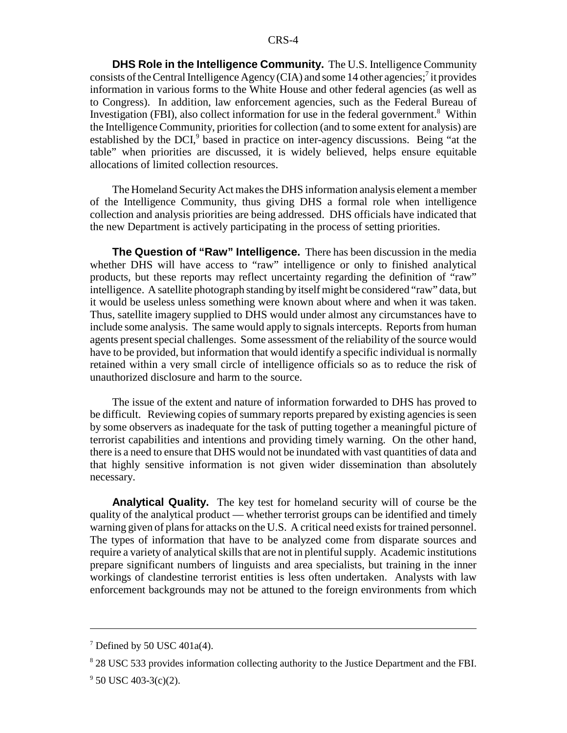**DHS Role in the Intelligence Community.** The U.S. Intelligence Community consists of the Central Intelligence Agency (CIA) and some 14 other agencies;[7] it provides information in various forms to the White House and other federal agencies (as well as to Congress). In addition, law enforcement agencies, such as the Federal Bureau of Investigation (FBI), also collect information for use in the federal government.[8] Within the Intelligence Community, priorities for collection (and to some extent for analysis) are established by the DCI,[9] based in practice on inter-agency discussions. Being "at the table" when priorities are discussed, it is widely believed, helps ensure equitable allocations of limited collection resources.

The Homeland Security Act makes the DHS information analysis element a member of the Intelligence Community, thus giving DHS a formal role when intelligence collection and analysis priorities are being addressed. DHS officials have indicated that the new Department is actively participating in the process of setting priorities.

**The Question of "Raw" Intelligence.** There has been discussion in the media whether DHS will have access to "raw" intelligence or only to finished analytical products, but these reports may reflect uncertainty regarding the definition of "raw" intelligence. A satellite photograph standing by itself might be considered "raw" data, but it would be useless unless something were known about where and when it was taken. Thus, satellite imagery supplied to DHS would under almost any circumstances have to include some analysis. The same would apply to signals intercepts. Reports from human agents present special challenges. Some assessment of the reliability of the source would have to be provided, but information that would identify a specific individual is normally retained within a very small circle of intelligence officials so as to reduce the risk of unauthorized disclosure and harm to the source.

The issue of the extent and nature of information forwarded to DHS has proved to be difficult. Reviewing copies of summary reports prepared by existing agencies is seen by some observers as inadequate for the task of putting together a meaningful picture of terrorist capabilities and intentions and providing timely warning. On the other hand, there is a need to ensure that DHS would not be inundated with vast quantities of data and that highly sensitive information is not given wider dissemination than absolutely necessary.

**Analytical Quality.** The key test for homeland security will of course be the quality of the analytical product — whether terrorist groups can be identified and timely warning given of plans for attacks on the U.S. A critical need exists for trained personnel. The types of information that have to be analyzed come from disparate sources and require a variety of analytical skills that are not in plentiful supply. Academic institutions prepare significant numbers of linguists and area specialists, but training in the inner workings of clandestine terrorist entities is less often undertaken. Analysts with law enforcement backgrounds may not be attuned to the foreign environments from which

---

[7] Defined by 50 USC 401a(4).

[8] 28 USC 533 provides information collecting authority to the Justice Department and the FBI.

[9] 50 USC 403-3(c)(2).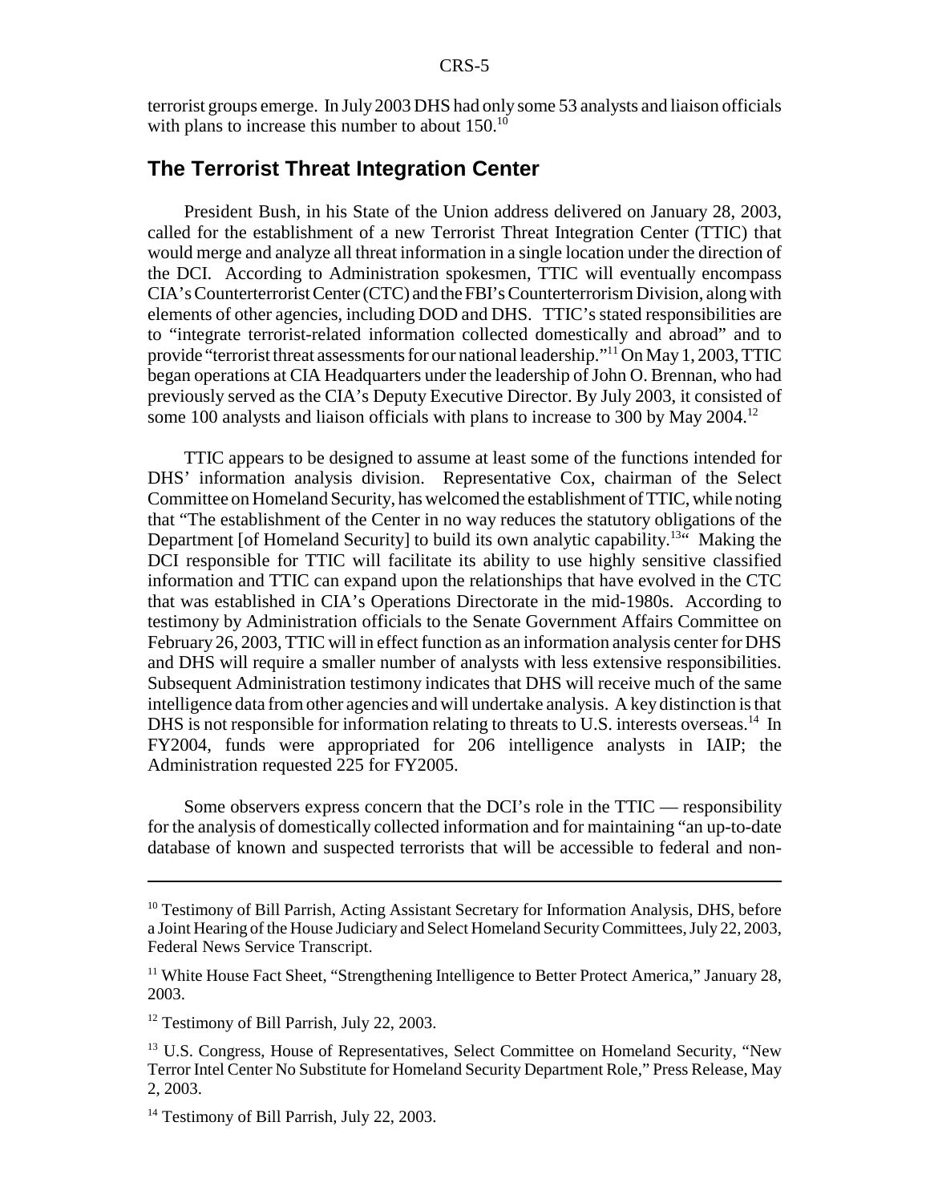terrorist groups emerge. In July 2003 DHS had only some 53 analysts and liaison officials with plans to increase this number to about 150.[10]

## The Terrorist Threat Integration Center

President Bush, in his State of the Union address delivered on January 28, 2003, called for the establishment of a new Terrorist Threat Integration Center (TTIC) that would merge and analyze all threat information in a single location under the direction of the DCI. According to Administration spokesmen, TTIC will eventually encompass CIA's Counterterrorist Center (CTC) and the FBI's Counterterrorism Division, along with elements of other agencies, including DOD and DHS. TTIC's stated responsibilities are to "integrate terrorist-related information collected domestically and abroad" and to provide "terrorist threat assessments for our national leadership."[11] On May 1, 2003, TTIC began operations at CIA Headquarters under the leadership of John O. Brennan, who had previously served as the CIA's Deputy Executive Director. By July 2003, it consisted of some 100 analysts and liaison officials with plans to increase to 300 by May 2004.[12]

TTIC appears to be designed to assume at least some of the functions intended for DHS' information analysis division. Representative Cox, chairman of the Select Committee on Homeland Security, has welcomed the establishment of TTIC, while noting that "The establishment of the Center in no way reduces the statutory obligations of the Department [of Homeland Security] to build its own analytic capability.[13]" Making the DCI responsible for TTIC will facilitate its ability to use highly sensitive classified information and TTIC can expand upon the relationships that have evolved in the CTC that was established in CIA's Operations Directorate in the mid-1980s. According to testimony by Administration officials to the Senate Government Affairs Committee on February 26, 2003, TTIC will in effect function as an information analysis center for DHS and DHS will require a smaller number of analysts with less extensive responsibilities. Subsequent Administration testimony indicates that DHS will receive much of the same intelligence data from other agencies and will undertake analysis. A key distinction is that DHS is not responsible for information relating to threats to U.S. interests overseas.[14] In FY2004, funds were appropriated for 206 intelligence analysts in IAIP; the Administration requested 225 for FY2005.

Some observers express concern that the DCI's role in the TTIC — responsibility for the analysis of domestically collected information and for maintaining "an up-to-date database of known and suspected terrorists that will be accessible to federal and non-

---

[10] Testimony of Bill Parrish, Acting Assistant Secretary for Information Analysis, DHS, before a Joint Hearing of the House Judiciary and Select Homeland Security Committees, July 22, 2003, Federal News Service Transcript.

[11] White House Fact Sheet, "Strengthening Intelligence to Better Protect America," January 28, 2003.

[12] Testimony of Bill Parrish, July 22, 2003.

[13] U.S. Congress, House of Representatives, Select Committee on Homeland Security, "New Terror Intel Center No Substitute for Homeland Security Department Role," Press Release, May 2, 2003.

[14] Testimony of Bill Parrish, July 22, 2003.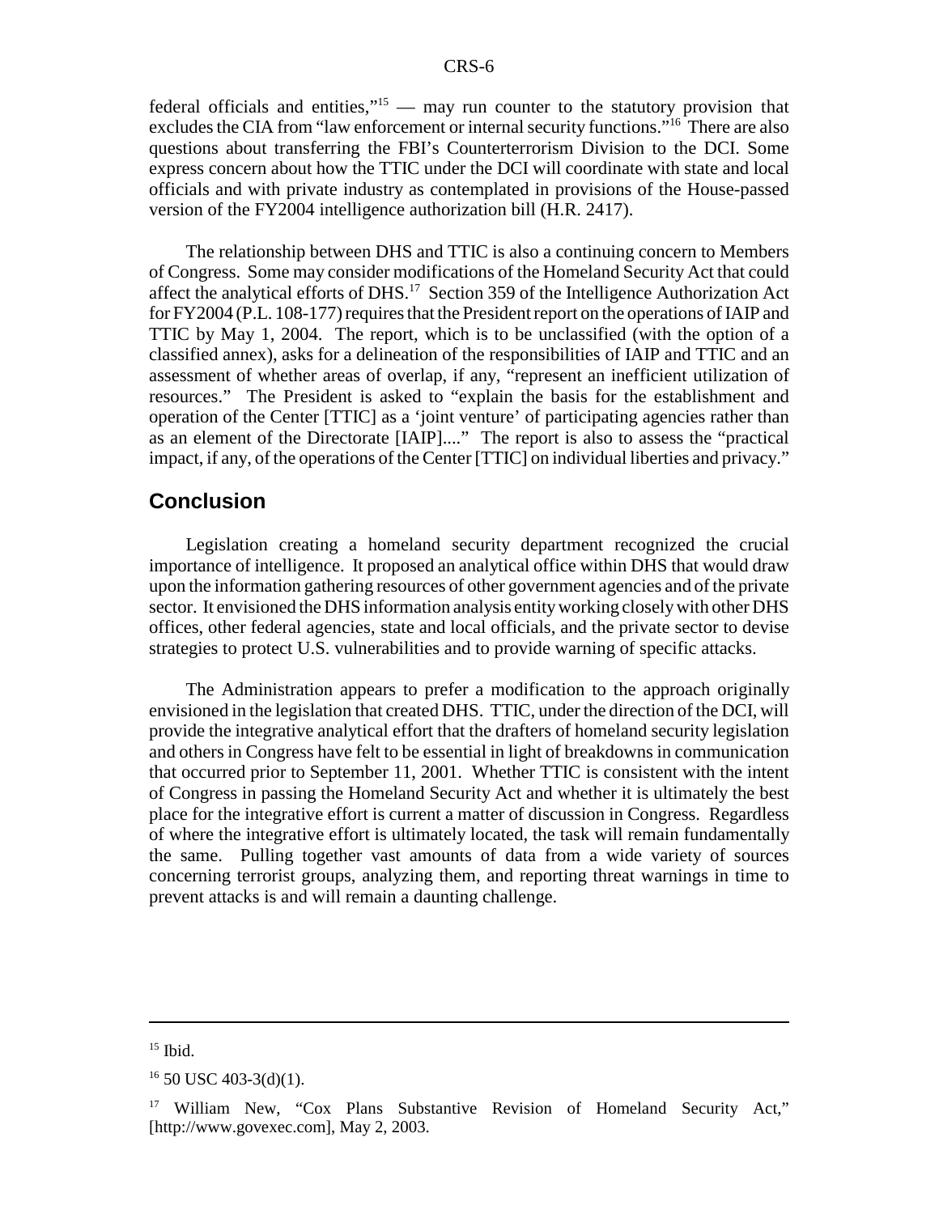federal officials and entities,"[15] — may run counter to the statutory provision that excludes the CIA from "law enforcement or internal security functions."[16] There are also questions about transferring the FBI's Counterterrorism Division to the DCI. Some express concern about how the TTIC under the DCI will coordinate with state and local officials and with private industry as contemplated in provisions of the House-passed version of the FY2004 intelligence authorization bill (H.R. 2417).

The relationship between DHS and TTIC is also a continuing concern to Members of Congress. Some may consider modifications of the Homeland Security Act that could affect the analytical efforts of DHS.[17] Section 359 of the Intelligence Authorization Act for FY2004 (P.L. 108-177) requires that the President report on the operations of IAIP and TTIC by May 1, 2004. The report, which is to be unclassified (with the option of a classified annex), asks for a delineation of the responsibilities of IAIP and TTIC and an assessment of whether areas of overlap, if any, "represent an inefficient utilization of resources." The President is asked to "explain the basis for the establishment and operation of the Center [TTIC] as a 'joint venture' of participating agencies rather than as an element of the Directorate [IAIP]...." The report is also to assess the "practical impact, if any, of the operations of the Center [TTIC] on individual liberties and privacy."

## Conclusion

Legislation creating a homeland security department recognized the crucial importance of intelligence. It proposed an analytical office within DHS that would draw upon the information gathering resources of other government agencies and of the private sector. It envisioned the DHS information analysis entity working closely with other DHS offices, other federal agencies, state and local officials, and the private sector to devise strategies to protect U.S. vulnerabilities and to provide warning of specific attacks.

The Administration appears to prefer a modification to the approach originally envisioned in the legislation that created DHS. TTIC, under the direction of the DCI, will provide the integrative analytical effort that the drafters of homeland security legislation and others in Congress have felt to be essential in light of breakdowns in communication that occurred prior to September 11, 2001. Whether TTIC is consistent with the intent of Congress in passing the Homeland Security Act and whether it is ultimately the best place for the integrative effort is current a matter of discussion in Congress. Regardless of where the integrative effort is ultimately located, the task will remain fundamentally the same. Pulling together vast amounts of data from a wide variety of sources concerning terrorist groups, analyzing them, and reporting threat warnings in time to prevent attacks is and will remain a daunting challenge.

---

[15] Ibid.

[16] 50 USC 403-3(d)(1).

[17] William New, "Cox Plans Substantive Revision of Homeland Security Act," [http://www.govexec.com], May 2, 2003.